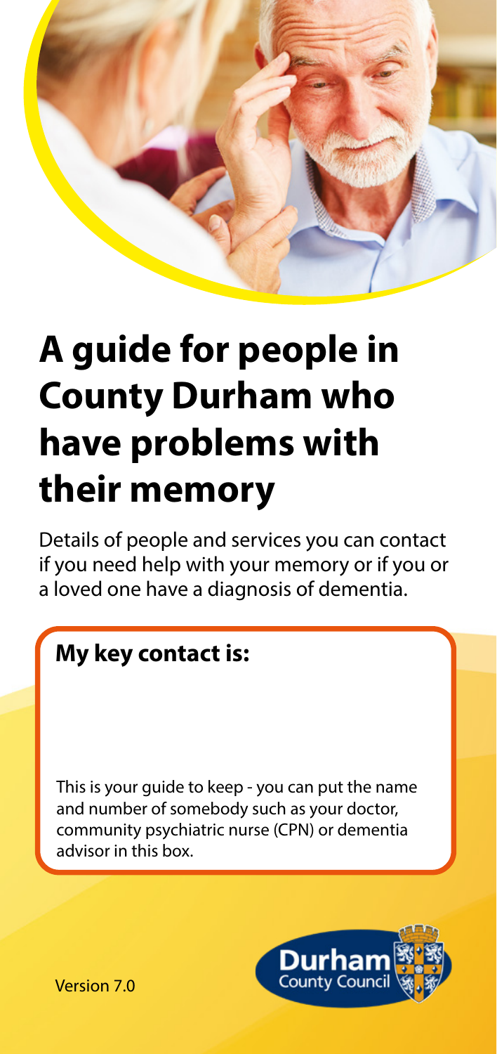# A guide for people in County Durham who have problems with their memory

Details of people and services you can contact if you need help with your memory or if you or a loved one have a diagnosis of dementia.

**My key contact is:**

This is your guide to keep - you can put the name and number of somebody such as your doctor, community psychiatric nurse (CPN) or dementia advisor in this box.

Durham County Council

Version 7.0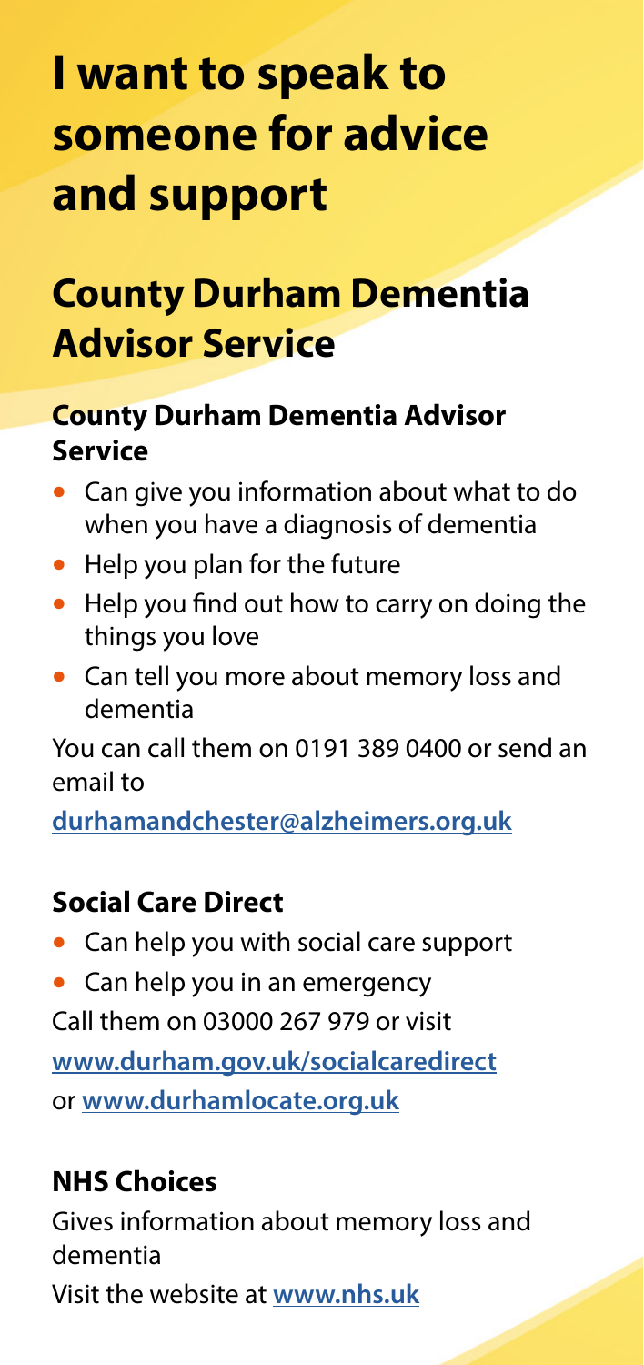# I want to speak to someone for advice and support

## County Durham Dementia Advisor Service

### County Durham Dementia Advisor Service

- Can give you information about what to do when you have a diagnosis of dementia
- Help you plan for the future
- Help you find out how to carry on doing the things you love
- Can tell you more about memory loss and dementia

You can call them on 0191 389 0400 or send an email to

**durhamandchester@alzheimers.org.uk**

### Social Care Direct

- Can help you with social care support
- Can help you in an emergency

Call them on 03000 267 979 or visit

**www.durham.gov.uk/socialcaredirect**

or **www.durhamlocate.org.uk**

### NHS Choices

Gives information about memory loss and dementia

Visit the website at **www.nhs.uk**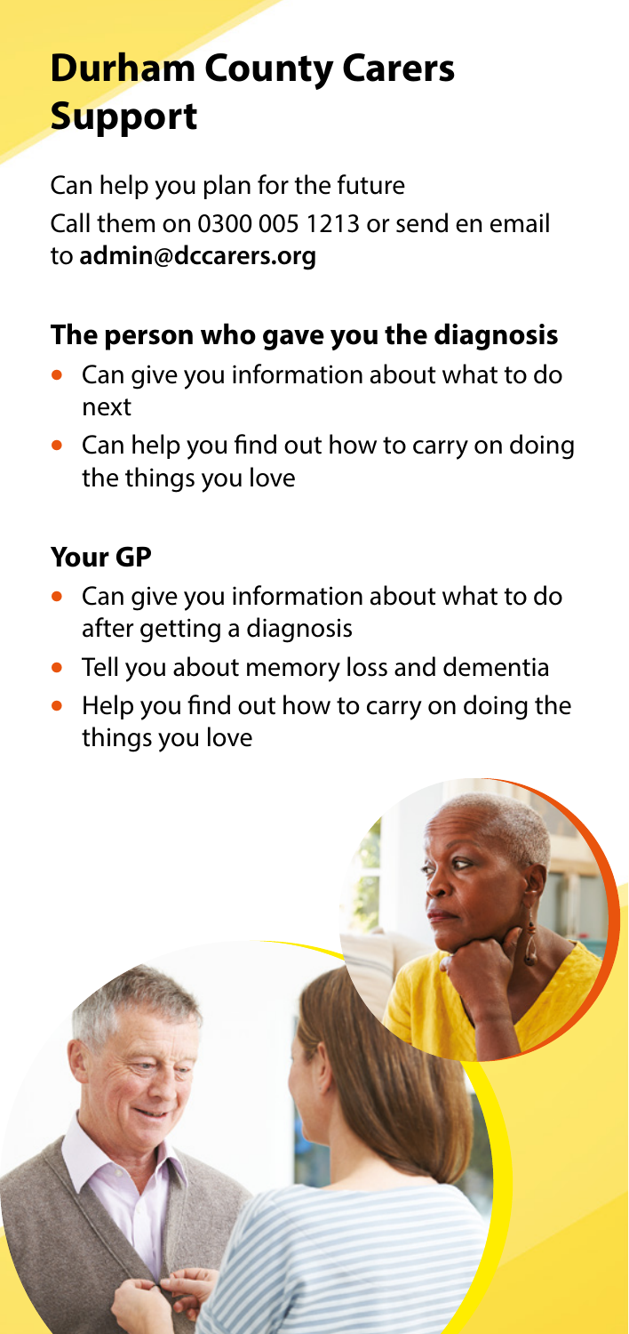# Durham County Carers Support

Can help you plan for the future

Call them on 0300 005 1213 or send en email to **admin@dccarers.org**

### The person who gave you the diagnosis

- Can give you information about what to do next
- Can help you find out how to carry on doing the things you love

### Your GP

- Can give you information about what to do after getting a diagnosis
- Tell you about memory loss and dementia
- Help you find out how to carry on doing the things you love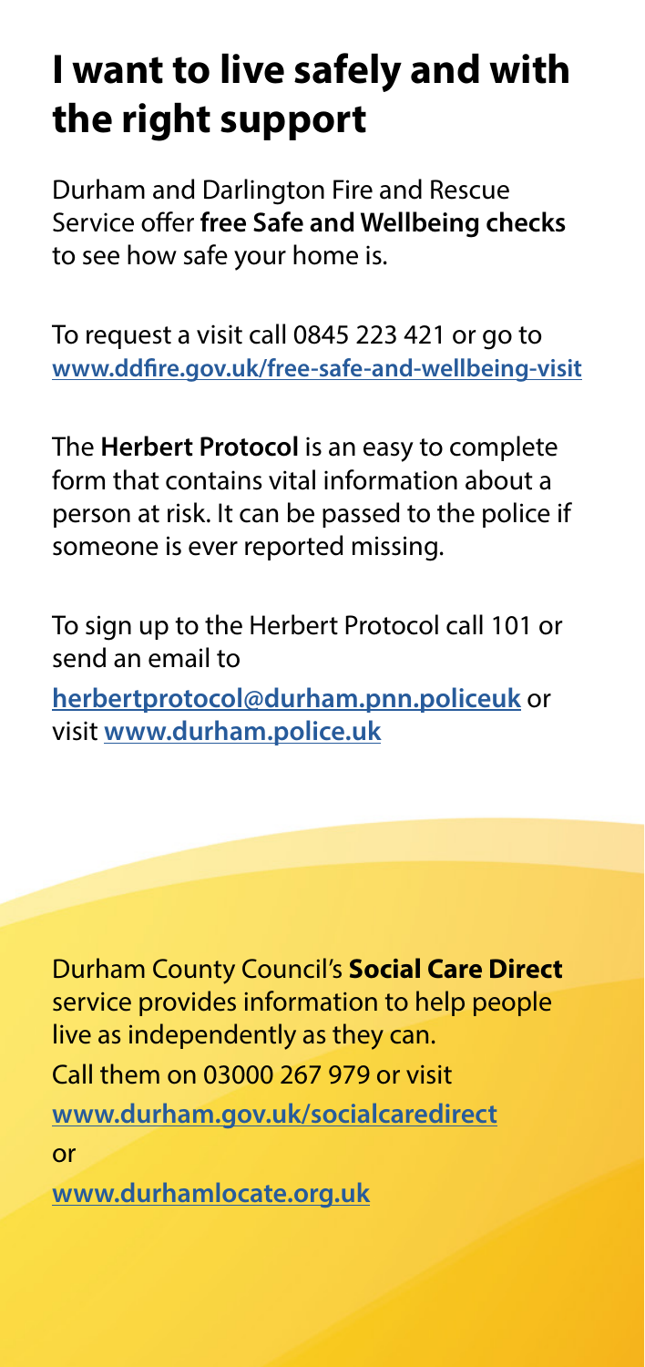# I want to live safely and with the right support

Durham and Darlington Fire and Rescue Service offer **free Safe and Wellbeing checks** to see how safe your home is.

To request a visit call 0845 223 421 or go to **www.ddfire.gov.uk/free-safe-and-wellbeing-visit**

The **Herbert Protocol** is an easy to complete form that contains vital information about a person at risk. It can be passed to the police if someone is ever reported missing.

To sign up to the Herbert Protocol call 101 or send an email to

**herbertprotocol@durham.pnn.policeuk** or visit **www.durham.police.uk**

Durham County Council's **Social Care Direct** service provides information to help people live as independently as they can.

Call them on 03000 267 979 or visit

**www.durham.gov.uk/socialcaredirect**

or

**www.durhamlocate.org.uk**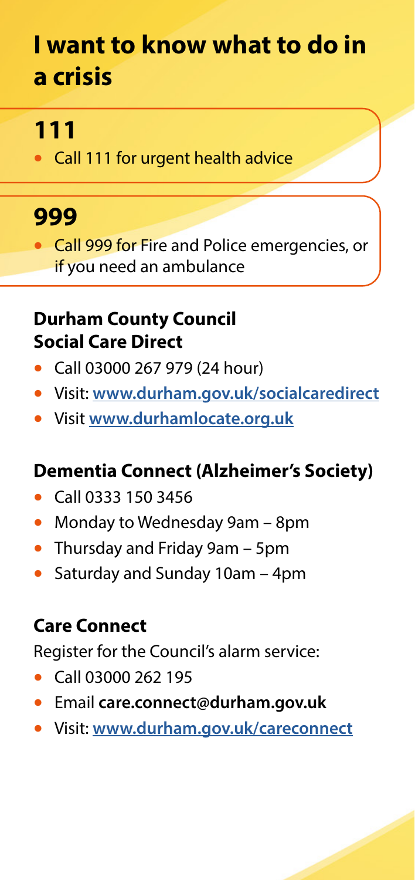# I want to know what to do in a crisis

## 111

- Call 111 for urgent health advice

## 999

- Call 999 for Fire and Police emergencies, or if you need an ambulance

### Durham County Council Social Care Direct

- Call 03000 267 979 (24 hour)
- Visit: **www.durham.gov.uk/socialcaredirect**
- Visit **www.durhamlocate.org.uk**

### Dementia Connect (Alzheimer's Society)

- Call 0333 150 3456
- Monday to Wednesday 9am – 8pm
- Thursday and Friday 9am – 5pm
- Saturday and Sunday 10am – 4pm

### Care Connect

Register for the Council's alarm service:

- Call 03000 262 195
- Email **care.connect@durham.gov.uk**
- Visit: **www.durham.gov.uk/careconnect**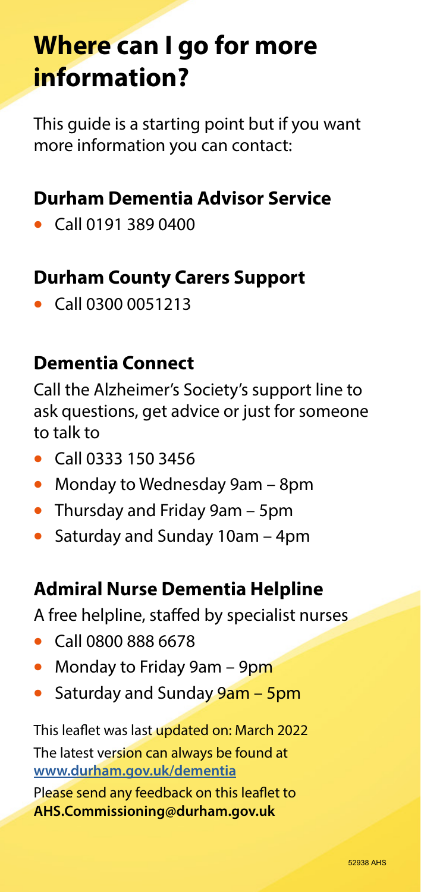# Where can I go for more information?

This guide is a starting point but if you want more information you can contact:

## Durham Dementia Advisor Service

- Call 0191 389 0400

## Durham County Carers Support

- Call 0300 0051213

## Dementia Connect

Call the Alzheimer's Society's support line to ask questions, get advice or just for someone to talk to

- Call 0333 150 3456
- Monday to Wednesday 9am – 8pm
- Thursday and Friday 9am – 5pm
- Saturday and Sunday 10am – 4pm

## Admiral Nurse Dementia Helpline

A free helpline, staffed by specialist nurses

- Call 0800 888 6678
- Monday to Friday 9am – 9pm
- Saturday and Sunday 9am – 5pm

This leaflet was last updated on: March 2022

The latest version can always be found at **www.durham.gov.uk/dementia**

Please send any feedback on this leaflet to **AHS.Commissioning@durham.gov.uk**

52938 AHS